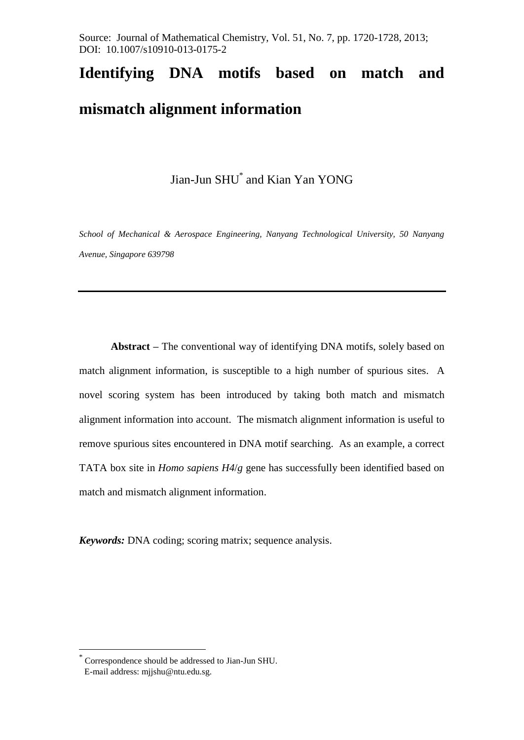Source: Journal of Mathematical Chemistry, Vol. 51, No. 7, pp. 1720-1728, 2013; DOI: 10.1007/s10910-013-0175-2

# Identifying DNA motifs based on match and mismatch alignment information

Jian-Jun SHU[*] and Kian Yan YONG

*School of Mechanical & Aerospace Engineering, Nanyang Technological University, 50 Nanyang Avenue, Singapore 639798*

---

**Abstract** – The conventional way of identifying DNA motifs, solely based on match alignment information, is susceptible to a high number of spurious sites. A novel scoring system has been introduced by taking both match and mismatch alignment information into account. The mismatch alignment information is useful to remove spurious sites encountered in DNA motif searching. As an example, a correct TATA box site in *Homo sapiens H4/g* gene has successfully been identified based on match and mismatch alignment information.

***Keywords:*** DNA coding; scoring matrix; sequence analysis.

[*] Correspondence should be addressed to Jian-Jun SHU.
E-mail address: mjjshu@ntu.edu.sg.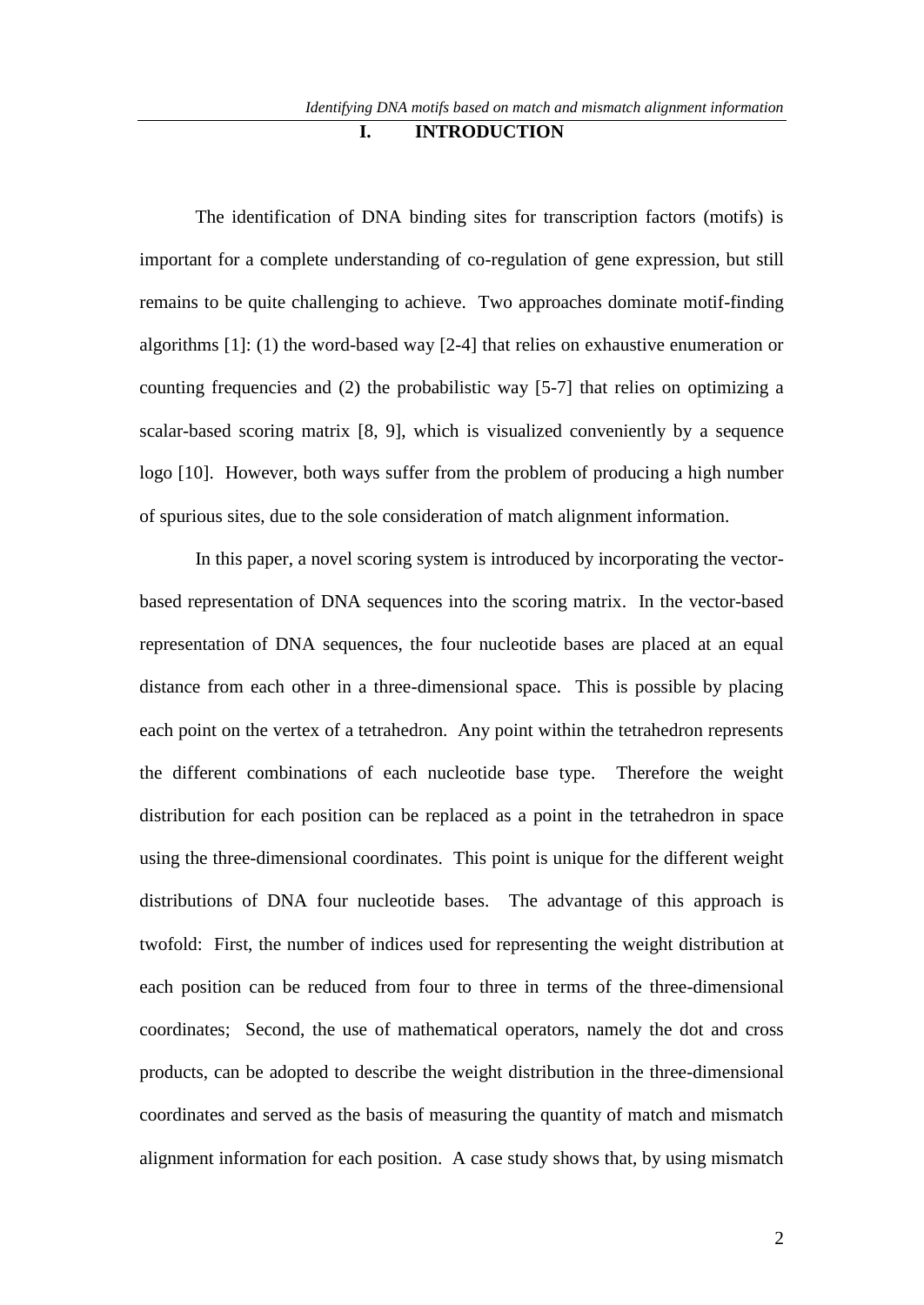# I. INTRODUCTION

The identification of DNA binding sites for transcription factors (motifs) is important for a complete understanding of co-regulation of gene expression, but still remains to be quite challenging to achieve. Two approaches dominate motif-finding algorithms [1]: (1) the word-based way [2-4] that relies on exhaustive enumeration or counting frequencies and (2) the probabilistic way [5-7] that relies on optimizing a scalar-based scoring matrix [8, 9], which is visualized conveniently by a sequence logo [10]. However, both ways suffer from the problem of producing a high number of spurious sites, due to the sole consideration of match alignment information.

In this paper, a novel scoring system is introduced by incorporating the vector-based representation of DNA sequences into the scoring matrix. In the vector-based representation of DNA sequences, the four nucleotide bases are placed at an equal distance from each other in a three-dimensional space. This is possible by placing each point on the vertex of a tetrahedron. Any point within the tetrahedron represents the different combinations of each nucleotide base type. Therefore the weight distribution for each position can be replaced as a point in the tetrahedron in space using the three-dimensional coordinates. This point is unique for the different weight distributions of DNA four nucleotide bases. The advantage of this approach is twofold: First, the number of indices used for representing the weight distribution at each position can be reduced from four to three in terms of the three-dimensional coordinates; Second, the use of mathematical operators, namely the dot and cross products, can be adopted to describe the weight distribution in the three-dimensional coordinates and served as the basis of measuring the quantity of match and mismatch alignment information for each position. A case study shows that, by using mismatch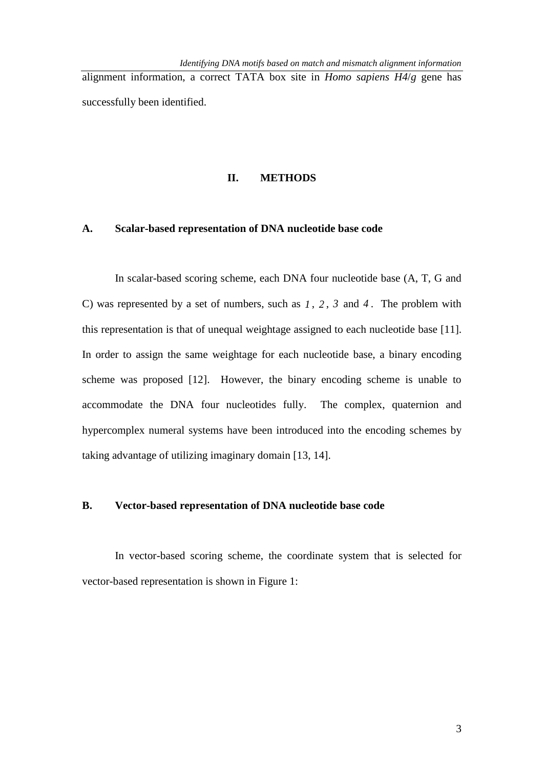alignment information, a correct TATA box site in *Homo sapiens H4/g* gene has successfully been identified.

## II. METHODS

### A. Scalar-based representation of DNA nucleotide base code

In scalar-based scoring scheme, each DNA four nucleotide base (A, T, G and C) was represented by a set of numbers, such as $1$, $2$, $3$ and $4$. The problem with this representation is that of unequal weightage assigned to each nucleotide base [11]. In order to assign the same weightage for each nucleotide base, a binary encoding scheme was proposed [12]. However, the binary encoding scheme is unable to accommodate the DNA four nucleotides fully. The complex, quaternion and hypercomplex numeral systems have been introduced into the encoding schemes by taking advantage of utilizing imaginary domain [13, 14].

### B. Vector-based representation of DNA nucleotide base code

In vector-based scoring scheme, the coordinate system that is selected for vector-based representation is shown in Figure 1: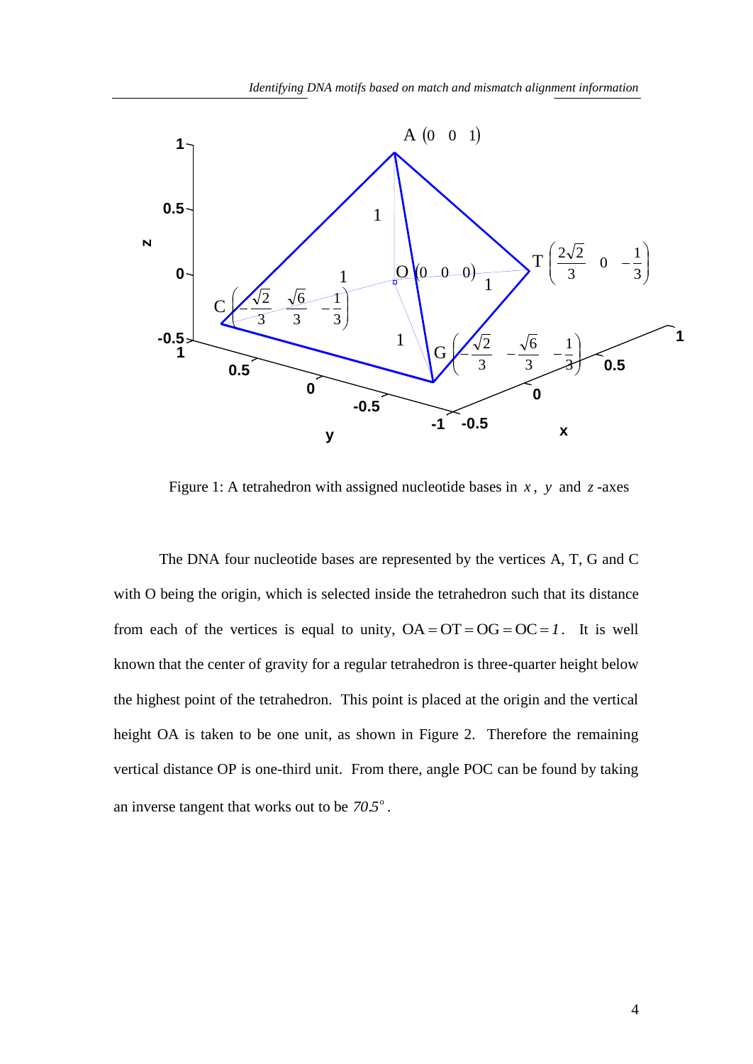Figure 1: A tetrahedron with assigned nucleotide bases in $x$, $y$ and $z$-axes

The DNA four nucleotide bases are represented by the vertices A, T, G and C with O being the origin, which is selected inside the tetrahedron such that its distance from each of the vertices is equal to unity, $\mathrm{OA} = \mathrm{OT} = \mathrm{OG} = \mathrm{OC} = 1$. It is well known that the center of gravity for a regular tetrahedron is three-quarter height below the highest point of the tetrahedron. This point is placed at the origin and the vertical height OA is taken to be one unit, as shown in Figure 2. Therefore the remaining vertical distance OP is one-third unit. From there, angle POC can be found by taking an inverse tangent that works out to be $70.5^{\circ}$.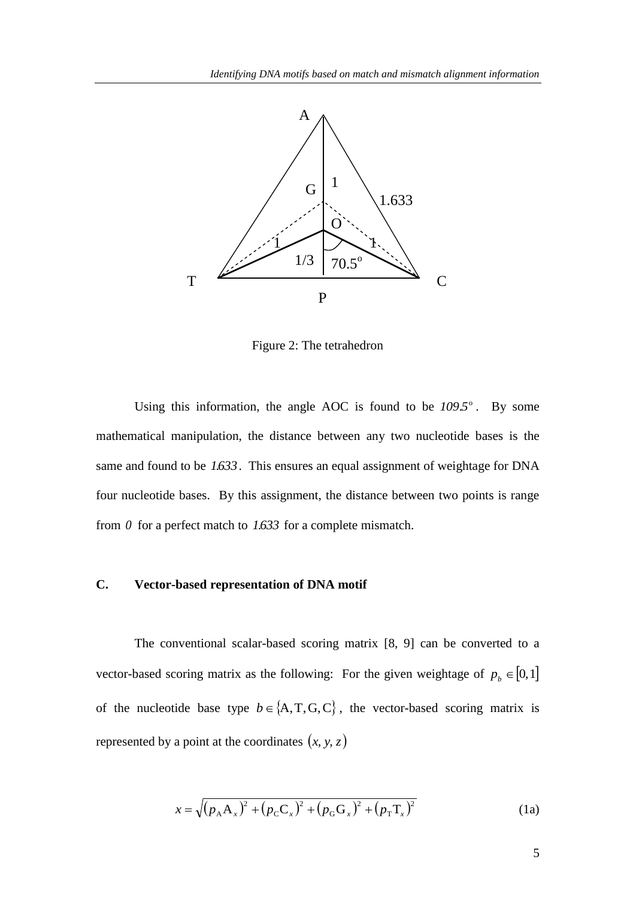Figure 2: The tetrahedron

Using this information, the angle AOC is found to be $109.5^{\circ}$. By some mathematical manipulation, the distance between any two nucleotide bases is the same and found to be $1.633$. This ensures an equal assignment of weightage for DNA four nucleotide bases. By this assignment, the distance between two points is range from $0$ for a perfect match to $1.633$ for a complete mismatch.

### C. Vector-based representation of DNA motif

The conventional scalar-based scoring matrix [8, 9] can be converted to a vector-based scoring matrix as the following: For the given weightage of $p_b \in [0,1]$ of the nucleotide base type $b \in \{\mathrm{A}, \mathrm{T}, \mathrm{G}, \mathrm{C}\}$, the vector-based scoring matrix is represented by a point at the coordinates $(x, y, z)$

$$x = \sqrt{(p_{\mathrm{A}}\mathrm{A}_x)^2 + (p_{\mathrm{C}}\mathrm{C}_x)^2 + (p_{\mathrm{G}}\mathrm{G}_x)^2 + (p_{\mathrm{T}}\mathrm{T}_x)^2} \tag{1a}$$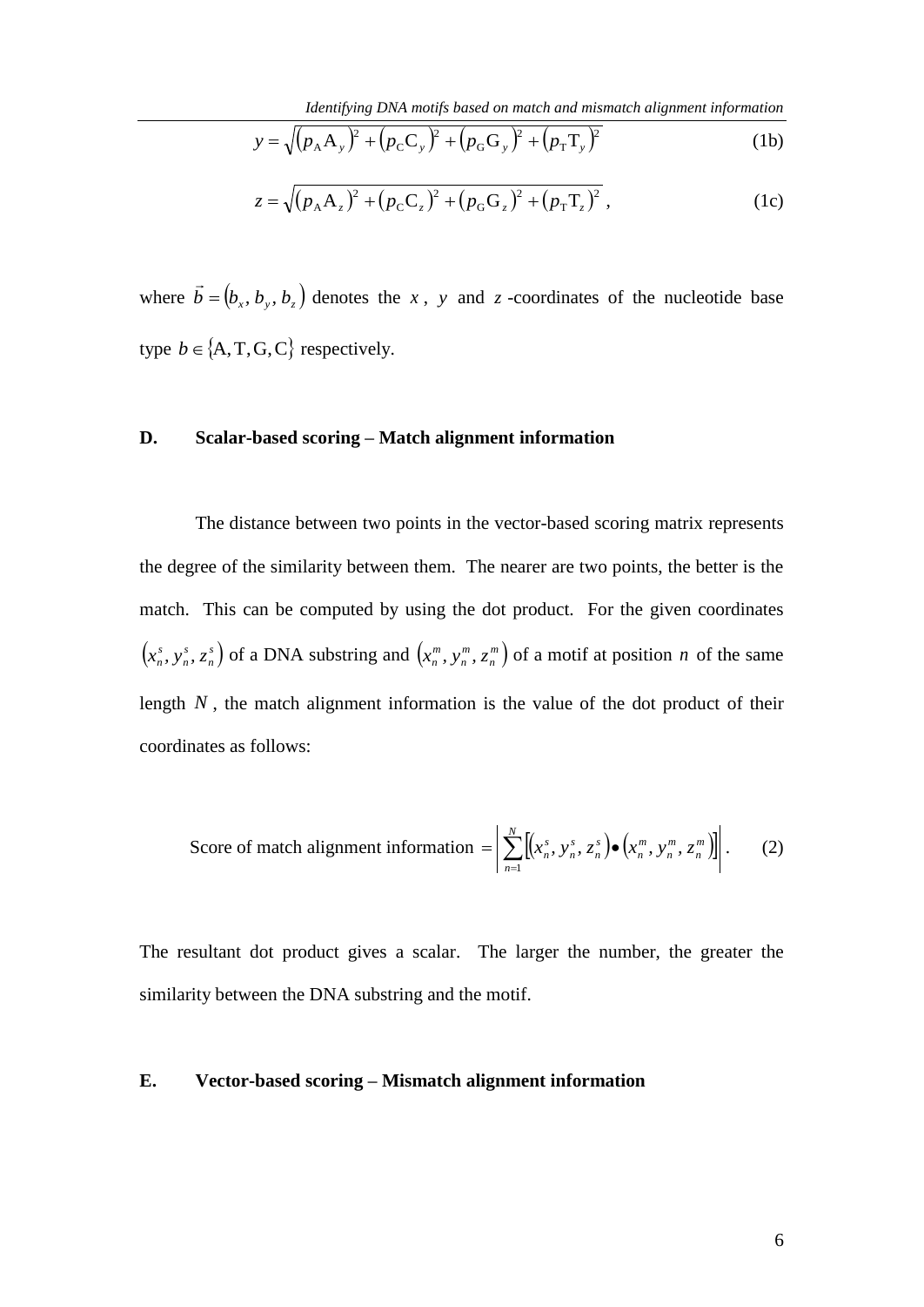$$y = \sqrt{\left(p_{\mathrm{A}}\mathrm{A}_y\right)^2 + \left(p_{\mathrm{C}}\mathrm{C}_y\right)^2 + \left(p_{\mathrm{G}}\mathrm{G}_y\right)^2 + \left(p_{\mathrm{T}}\mathrm{T}_y\right)^2} \tag{1b}$$

$$z = \sqrt{\left(p_{\mathrm{A}}\mathrm{A}_z\right)^2 + \left(p_{\mathrm{C}}\mathrm{C}_z\right)^2 + \left(p_{\mathrm{G}}\mathrm{G}_z\right)^2 + \left(p_{\mathrm{T}}\mathrm{T}_z\right)^2}\ , \tag{1c}$$

where $\vec{b} = \left(b_x, b_y, b_z\right)$ denotes the $x$, $y$ and $z$-coordinates of the nucleotide base type $b \in \{\mathrm{A}, \mathrm{T}, \mathrm{G}, \mathrm{C}\}$ respectively.

## D. Scalar-based scoring – Match alignment information

The distance between two points in the vector-based scoring matrix represents the degree of the similarity between them. The nearer are two points, the better is the match. This can be computed by using the dot product. For the given coordinates $\left(x_n^s, y_n^s, z_n^s\right)$ of a DNA substring and $\left(x_n^m, y_n^m, z_n^m\right)$ of a motif at position $n$ of the same length $N$, the match alignment information is the value of the dot product of their coordinates as follows:

$$\text{Score of match alignment information} = \left| \sum_{n=1}^{N} \left[ \left(x_n^s, y_n^s, z_n^s\right) \bullet \left(x_n^m, y_n^m, z_n^m\right) \right] \right| . \tag{2}$$

The resultant dot product gives a scalar. The larger the number, the greater the similarity between the DNA substring and the motif.

## E. Vector-based scoring – Mismatch alignment information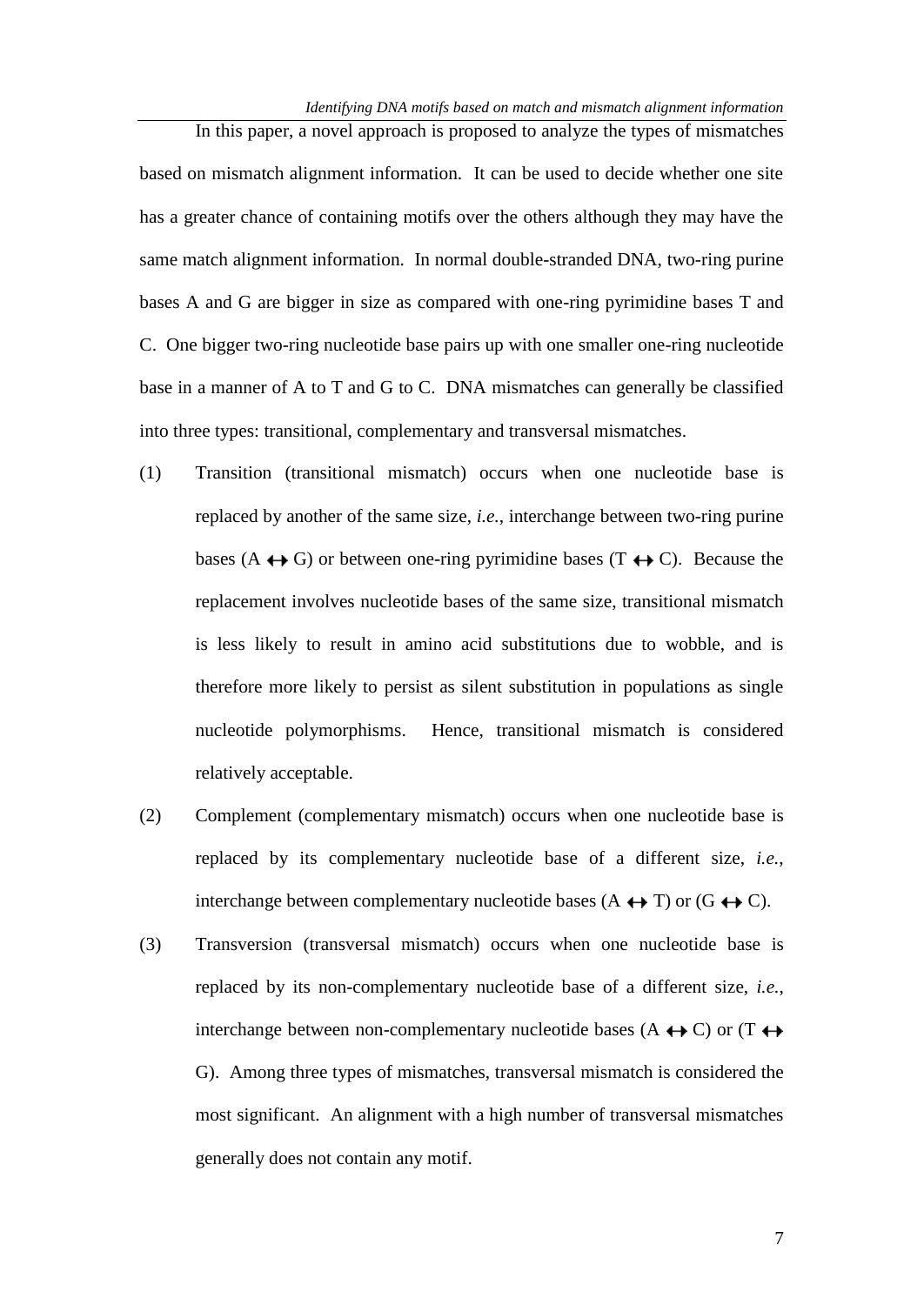In this paper, a novel approach is proposed to analyze the types of mismatches based on mismatch alignment information. It can be used to decide whether one site has a greater chance of containing motifs over the others although they may have the same match alignment information. In normal double-stranded DNA, two-ring purine bases A and G are bigger in size as compared with one-ring pyrimidine bases T and C. One bigger two-ring nucleotide base pairs up with one smaller one-ring nucleotide base in a manner of A to T and G to C. DNA mismatches can generally be classified into three types: transitional, complementary and transversal mismatches.

(1) Transition (transitional mismatch) occurs when one nucleotide base is replaced by another of the same size, *i.e.*, interchange between two-ring purine bases ($A \leftrightarrow G$) or between one-ring pyrimidine bases ($T \leftrightarrow C$). Because the replacement involves nucleotide bases of the same size, transitional mismatch is less likely to result in amino acid substitutions due to wobble, and is therefore more likely to persist as silent substitution in populations as single nucleotide polymorphisms. Hence, transitional mismatch is considered relatively acceptable.

(2) Complement (complementary mismatch) occurs when one nucleotide base is replaced by its complementary nucleotide base of a different size, *i.e.*, interchange between complementary nucleotide bases ($A \leftrightarrow T$) or ($G \leftrightarrow C$).

(3) Transversion (transversal mismatch) occurs when one nucleotide base is replaced by its non-complementary nucleotide base of a different size, *i.e.*, interchange between non-complementary nucleotide bases ($A \leftrightarrow C$) or ($T \leftrightarrow G$). Among three types of mismatches, transversal mismatch is considered the most significant. An alignment with a high number of transversal mismatches generally does not contain any motif.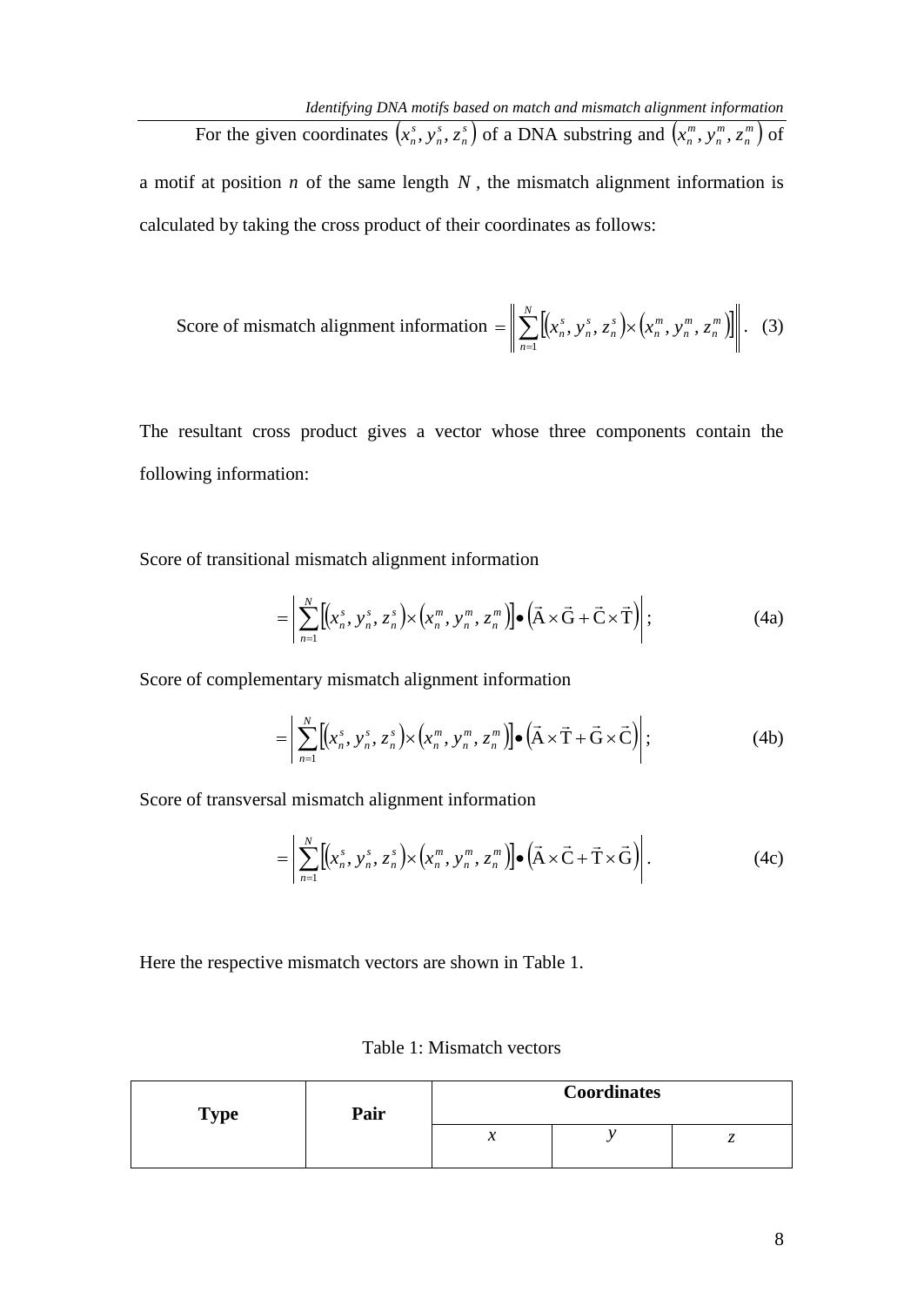For the given coordinates $\left(x_n^s, y_n^s, z_n^s\right)$ of a DNA substring and $\left(x_n^m, y_n^m, z_n^m\right)$ of a motif at position $n$ of the same length $N$, the mismatch alignment information is calculated by taking the cross product of their coordinates as follows:

$$\text{Score of mismatch alignment information} = \left\| \sum_{n=1}^{N} \left[ \left(x_n^s, y_n^s, z_n^s\right) \times \left(x_n^m, y_n^m, z_n^m\right) \right] \right\|. \quad (3)$$

The resultant cross product gives a vector whose three components contain the following information:

Score of transitional mismatch alignment information

$$= \left| \sum_{n=1}^{N} \left[ \left(x_n^s, y_n^s, z_n^s\right) \times \left(x_n^m, y_n^m, z_n^m\right) \right] \bullet \left( \vec{\mathrm{A}} \times \vec{\mathrm{G}} + \vec{\mathrm{C}} \times \vec{\mathrm{T}} \right) \right|; \quad (4a)$$

Score of complementary mismatch alignment information

$$= \left| \sum_{n=1}^{N} \left[ \left(x_n^s, y_n^s, z_n^s\right) \times \left(x_n^m, y_n^m, z_n^m\right) \right] \bullet \left( \vec{\mathrm{A}} \times \vec{\mathrm{T}} + \vec{\mathrm{G}} \times \vec{\mathrm{C}} \right) \right|; \quad (4b)$$

Score of transversal mismatch alignment information

$$= \left| \sum_{n=1}^{N} \left[ \left(x_n^s, y_n^s, z_n^s\right) \times \left(x_n^m, y_n^m, z_n^m\right) \right] \bullet \left( \vec{\mathrm{A}} \times \vec{\mathrm{C}} + \vec{\mathrm{T}} \times \vec{\mathrm{G}} \right) \right|. \quad (4c)$$

Here the respective mismatch vectors are shown in Table 1.

Table 1: Mismatch vectors

| **Type** | **Pair** | **Coordinates** | | |
|---|---|---|---|---|
| | | $x$ | $y$ | $z$ |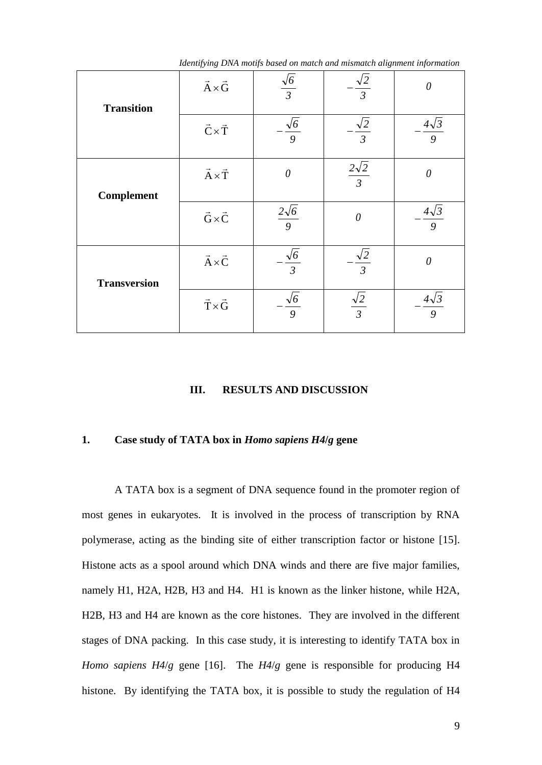| | | | | |
|---|---|---|---|---|
| **Transition** | $\vec{A}\times\vec{G}$ | $\frac{\sqrt{6}}{3}$ | $-\frac{\sqrt{2}}{3}$ | $0$ |
| | $\vec{C}\times\vec{T}$ | $-\frac{\sqrt{6}}{9}$ | $-\frac{\sqrt{2}}{3}$ | $-\frac{4\sqrt{3}}{9}$ |
| **Complement** | $\vec{A}\times\vec{T}$ | $0$ | $\frac{2\sqrt{2}}{3}$ | $0$ |
| | $\vec{G}\times\vec{C}$ | $\frac{2\sqrt{6}}{9}$ | $0$ | $-\frac{4\sqrt{3}}{9}$ |
| **Transversion** | $\vec{A}\times\vec{C}$ | $-\frac{\sqrt{6}}{3}$ | $-\frac{\sqrt{2}}{3}$ | $0$ |
| | $\vec{T}\times\vec{G}$ | $-\frac{\sqrt{6}}{9}$ | $\frac{\sqrt{2}}{3}$ | $-\frac{4\sqrt{3}}{9}$ |

## III. RESULTS AND DISCUSSION

### 1. Case study of TATA box in *Homo sapiens H4/g* gene

A TATA box is a segment of DNA sequence found in the promoter region of most genes in eukaryotes. It is involved in the process of transcription by RNA polymerase, acting as the binding site of either transcription factor or histone [15]. Histone acts as a spool around which DNA winds and there are five major families, namely H1, H2A, H2B, H3 and H4. H1 is known as the linker histone, while H2A, H2B, H3 and H4 are known as the core histones. They are involved in the different stages of DNA packing. In this case study, it is interesting to identify TATA box in *Homo sapiens H4/g* gene [16]. The *H4/g* gene is responsible for producing H4 histone. By identifying the TATA box, it is possible to study the regulation of H4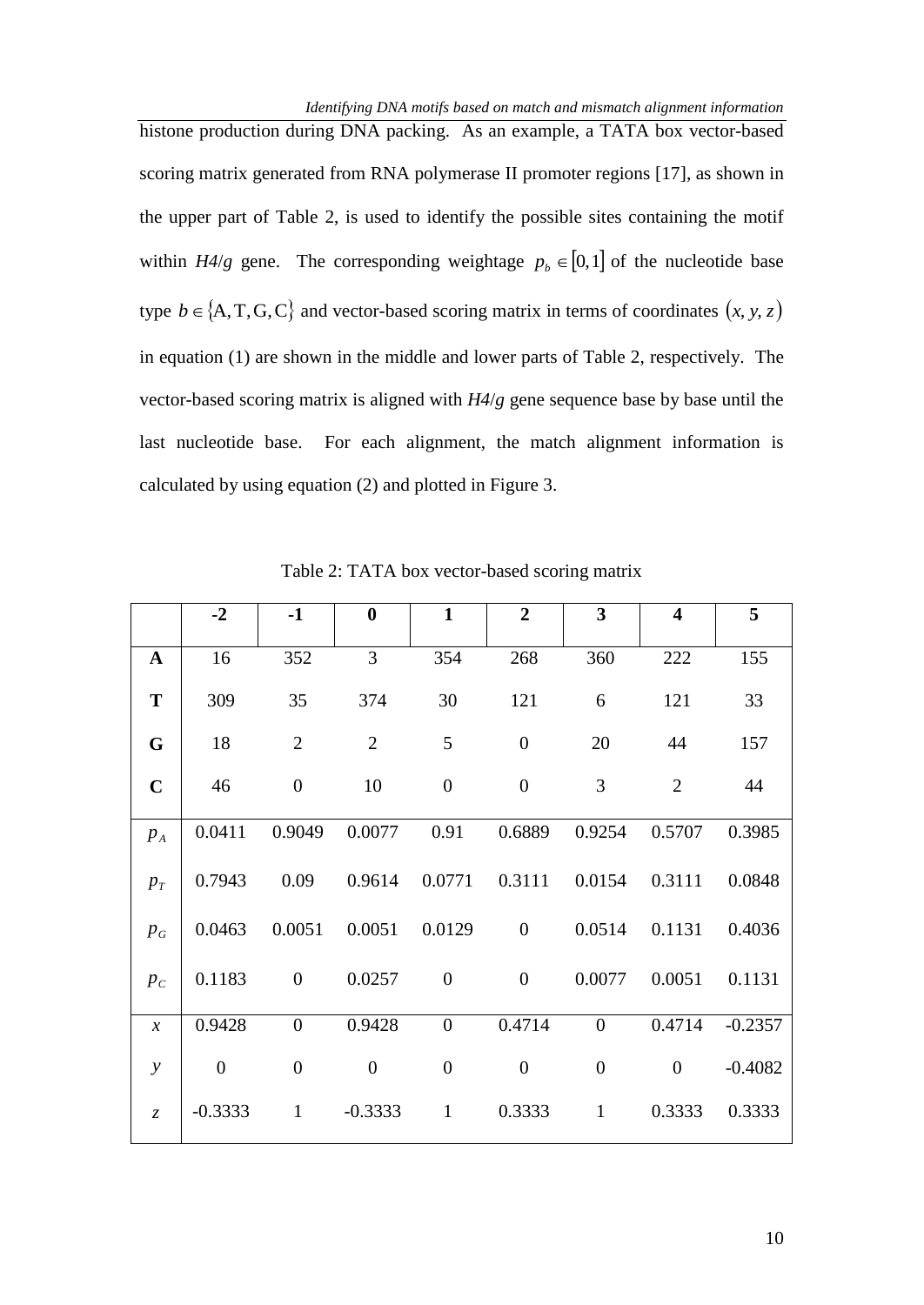histone production during DNA packing. As an example, a TATA box vector-based scoring matrix generated from RNA polymerase II promoter regions [17], as shown in the upper part of Table 2, is used to identify the possible sites containing the motif within *H4/g* gene. The corresponding weightage $p_b \in [0,1]$ of the nucleotide base type $b \in \{\mathrm{A,T,G,C}\}$ and vector-based scoring matrix in terms of coordinates $(x, y, z)$ in equation (1) are shown in the middle and lower parts of Table 2, respectively. The vector-based scoring matrix is aligned with *H4/g* gene sequence base by base until the last nucleotide base. For each alignment, the match alignment information is calculated by using equation (2) and plotted in Figure 3.

Table 2: TATA box vector-based scoring matrix

| | **-2** | **-1** | **0** | **1** | **2** | **3** | **4** | **5** |
|---|---|---|---|---|---|---|---|---|
| **A** | 16 | 352 | 3 | 354 | 268 | 360 | 222 | 155 |
| **T** | 309 | 35 | 374 | 30 | 121 | 6 | 121 | 33 |
| **G** | 18 | 2 | 2 | 5 | 0 | 20 | 44 | 157 |
| **C** | 46 | 0 | 10 | 0 | 0 | 3 | 2 | 44 |
| $p_A$ | 0.0411 | 0.9049 | 0.0077 | 0.91 | 0.6889 | 0.9254 | 0.5707 | 0.3985 |
| $p_T$ | 0.7943 | 0.09 | 0.9614 | 0.0771 | 0.3111 | 0.0154 | 0.3111 | 0.0848 |
| $p_G$ | 0.0463 | 0.0051 | 0.0051 | 0.0129 | 0 | 0.0514 | 0.1131 | 0.4036 |
| $p_C$ | 0.1183 | 0 | 0.0257 | 0 | 0 | 0.0077 | 0.0051 | 0.1131 |
| $x$ | 0.9428 | 0 | 0.9428 | 0 | 0.4714 | 0 | 0.4714 | -0.2357 |
| $y$ | 0 | 0 | 0 | 0 | 0 | 0 | 0 | -0.4082 |
| $z$ | -0.3333 | 1 | -0.3333 | 1 | 0.3333 | 1 | 0.3333 | 0.3333 |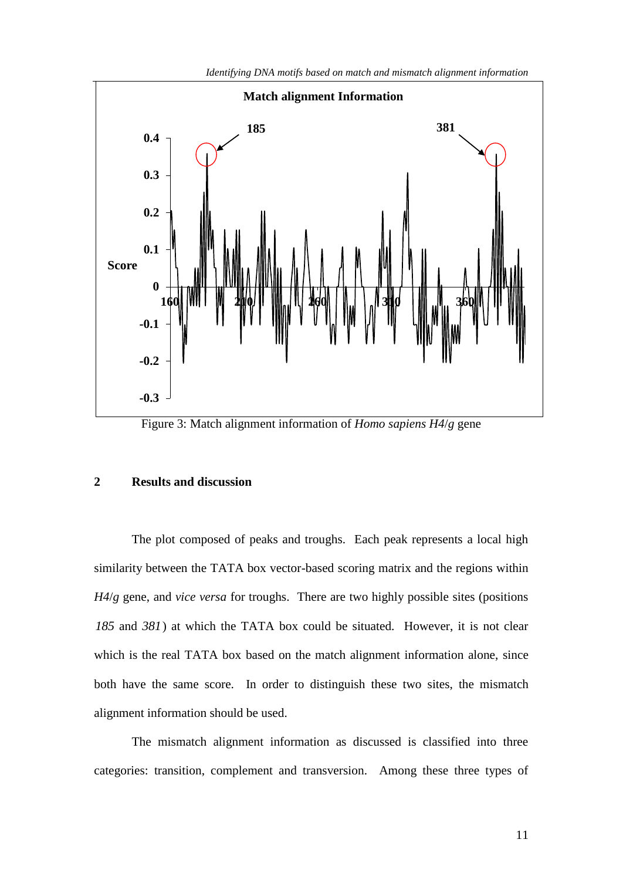Figure 3: Match alignment information of *Homo sapiens H4/g* gene

## 2 Results and discussion

The plot composed of peaks and troughs. Each peak represents a local high similarity between the TATA box vector-based scoring matrix and the regions within *H4/g* gene, and *vice versa* for troughs. There are two highly possible sites (positions *185* and *381*) at which the TATA box could be situated. However, it is not clear which is the real TATA box based on the match alignment information alone, since both have the same score. In order to distinguish these two sites, the mismatch alignment information should be used.

The mismatch alignment information as discussed is classified into three categories: transition, complement and transversion. Among these three types of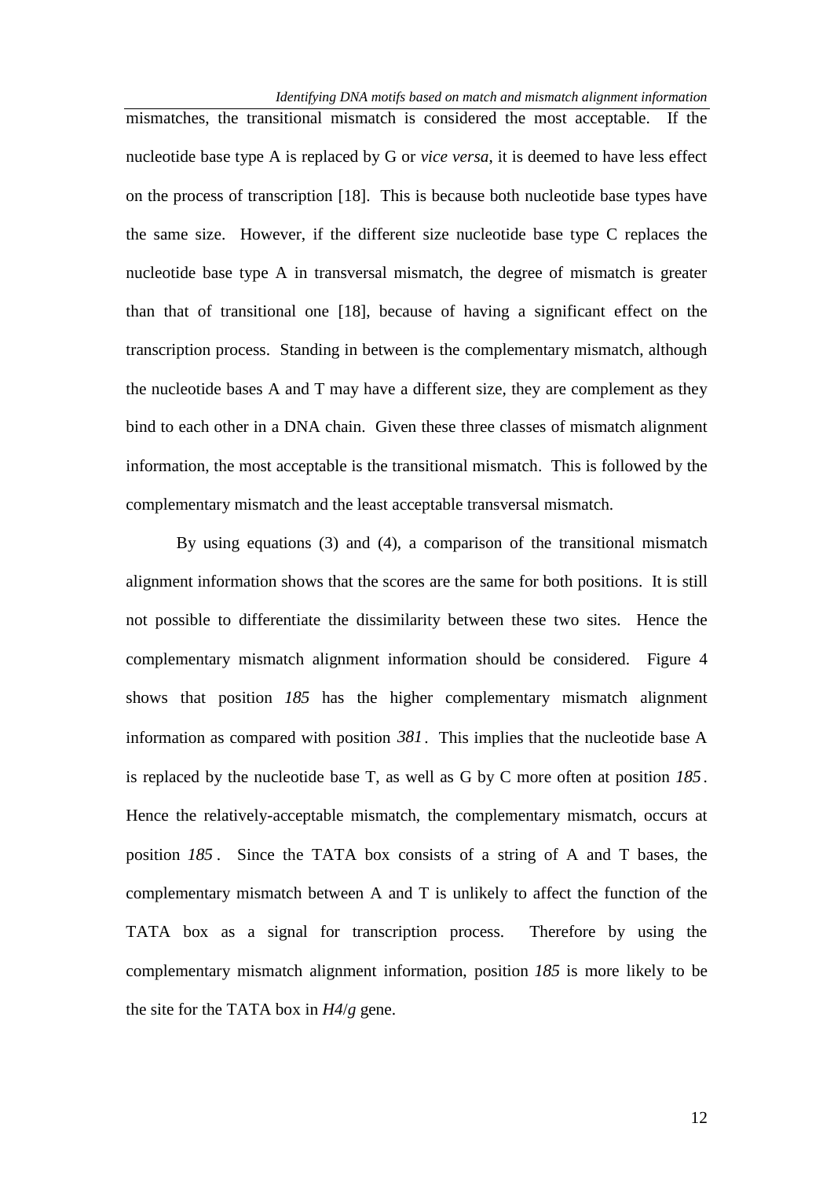mismatches, the transitional mismatch is considered the most acceptable. If the nucleotide base type A is replaced by G or *vice versa*, it is deemed to have less effect on the process of transcription [18]. This is because both nucleotide base types have the same size. However, if the different size nucleotide base type C replaces the nucleotide base type A in transversal mismatch, the degree of mismatch is greater than that of transitional one [18], because of having a significant effect on the transcription process. Standing in between is the complementary mismatch, although the nucleotide bases A and T may have a different size, they are complement as they bind to each other in a DNA chain. Given these three classes of mismatch alignment information, the most acceptable is the transitional mismatch. This is followed by the complementary mismatch and the least acceptable transversal mismatch.

By using equations (3) and (4), a comparison of the transitional mismatch alignment information shows that the scores are the same for both positions. It is still not possible to differentiate the dissimilarity between these two sites. Hence the complementary mismatch alignment information should be considered. Figure 4 shows that position *185* has the higher complementary mismatch alignment information as compared with position *381*. This implies that the nucleotide base A is replaced by the nucleotide base T, as well as G by C more often at position *185*. Hence the relatively-acceptable mismatch, the complementary mismatch, occurs at position *185*. Since the TATA box consists of a string of A and T bases, the complementary mismatch between A and T is unlikely to affect the function of the TATA box as a signal for transcription process. Therefore by using the complementary mismatch alignment information, position *185* is more likely to be the site for the TATA box in *H4/g* gene.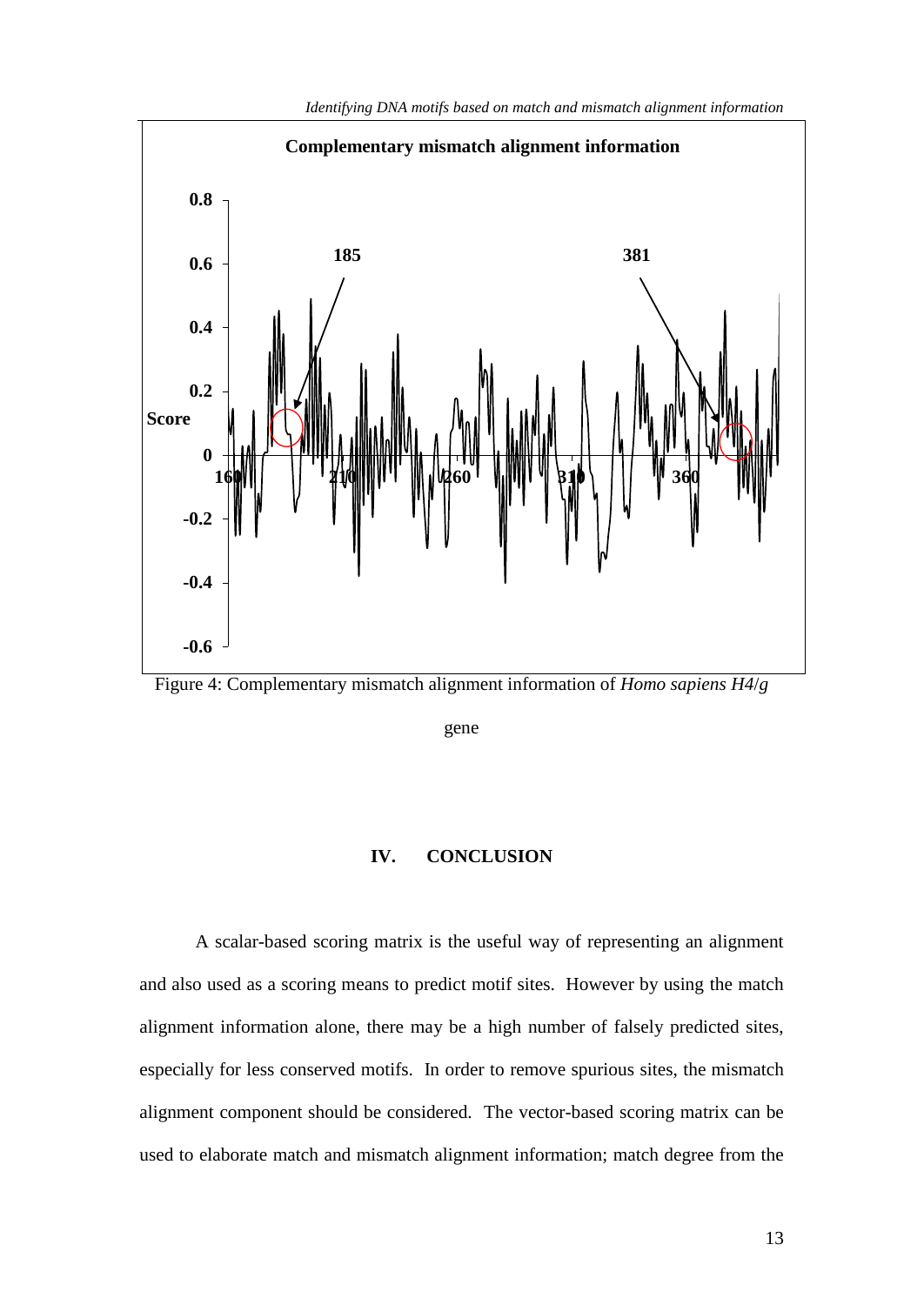Figure 4: Complementary mismatch alignment information of *Homo sapiens H4/g* gene

## IV. CONCLUSION

A scalar-based scoring matrix is the useful way of representing an alignment and also used as a scoring means to predict motif sites. However by using the match alignment information alone, there may be a high number of falsely predicted sites, especially for less conserved motifs. In order to remove spurious sites, the mismatch alignment component should be considered. The vector-based scoring matrix can be used to elaborate match and mismatch alignment information; match degree from the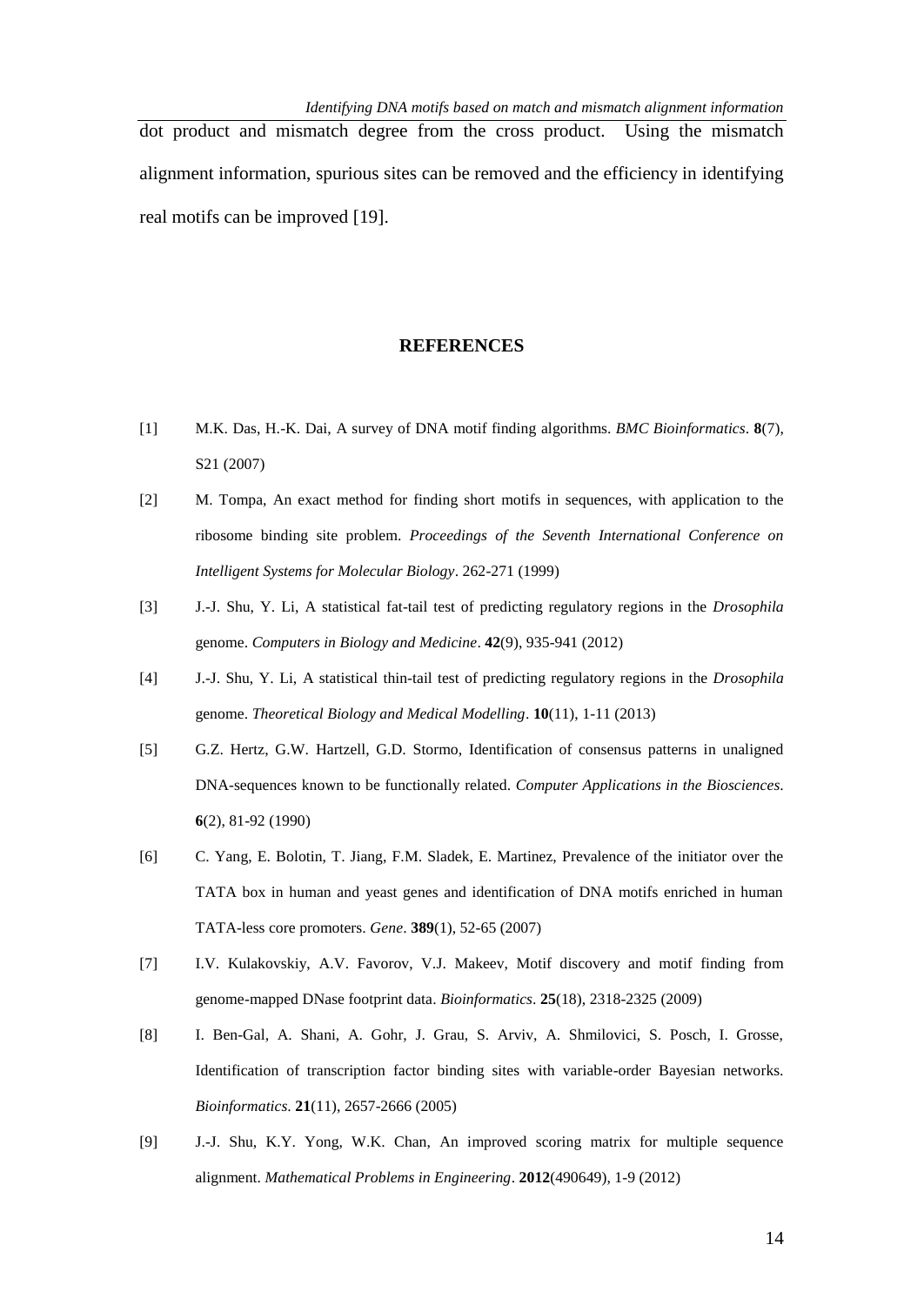dot product and mismatch degree from the cross product. Using the mismatch alignment information, spurious sites can be removed and the efficiency in identifying real motifs can be improved [19].

## REFERENCES

[1] M.K. Das, H.-K. Dai, A survey of DNA motif finding algorithms. *BMC Bioinformatics*. **8**(7), S21 (2007)

[2] M. Tompa, An exact method for finding short motifs in sequences, with application to the ribosome binding site problem. *Proceedings of the Seventh International Conference on Intelligent Systems for Molecular Biology*. 262-271 (1999)

[3] J.-J. Shu, Y. Li, A statistical fat-tail test of predicting regulatory regions in the *Drosophila* genome. *Computers in Biology and Medicine*. **42**(9), 935-941 (2012)

[4] J.-J. Shu, Y. Li, A statistical thin-tail test of predicting regulatory regions in the *Drosophila* genome. *Theoretical Biology and Medical Modelling*. **10**(11), 1-11 (2013)

[5] G.Z. Hertz, G.W. Hartzell, G.D. Stormo, Identification of consensus patterns in unaligned DNA-sequences known to be functionally related. *Computer Applications in the Biosciences*. **6**(2), 81-92 (1990)

[6] C. Yang, E. Bolotin, T. Jiang, F.M. Sladek, E. Martinez, Prevalence of the initiator over the TATA box in human and yeast genes and identification of DNA motifs enriched in human TATA-less core promoters. *Gene*. **389**(1), 52-65 (2007)

[7] I.V. Kulakovskiy, A.V. Favorov, V.J. Makeev, Motif discovery and motif finding from genome-mapped DNase footprint data. *Bioinformatics*. **25**(18), 2318-2325 (2009)

[8] I. Ben-Gal, A. Shani, A. Gohr, J. Grau, S. Arviv, A. Shmilovici, S. Posch, I. Grosse, Identification of transcription factor binding sites with variable-order Bayesian networks. *Bioinformatics*. **21**(11), 2657-2666 (2005)

[9] J.-J. Shu, K.Y. Yong, W.K. Chan, An improved scoring matrix for multiple sequence alignment. *Mathematical Problems in Engineering*. **2012**(490649), 1-9 (2012)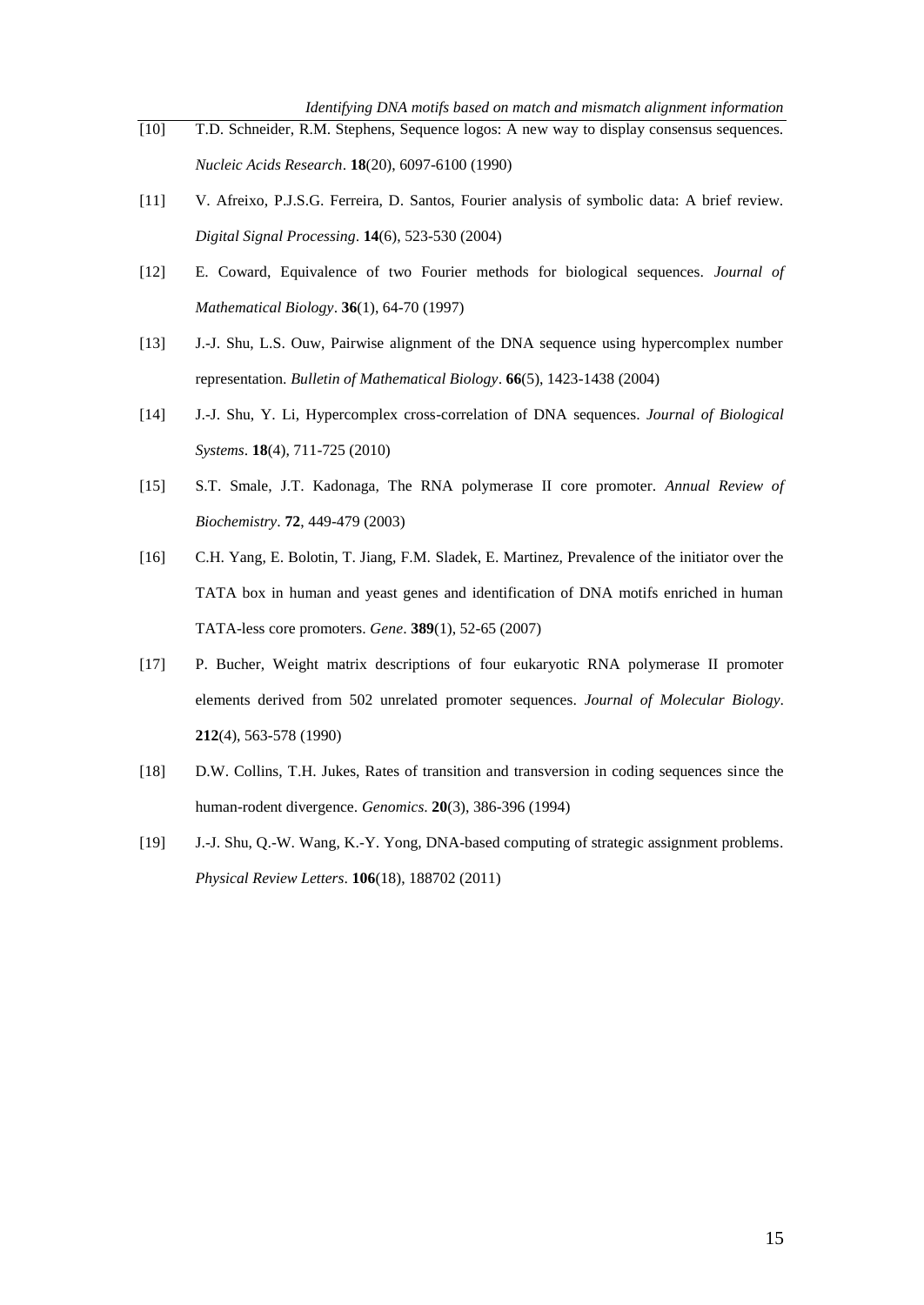[10] T.D. Schneider, R.M. Stephens, Sequence logos: A new way to display consensus sequences. *Nucleic Acids Research*. **18**(20), 6097-6100 (1990)

[11] V. Afreixo, P.J.S.G. Ferreira, D. Santos, Fourier analysis of symbolic data: A brief review. *Digital Signal Processing*. **14**(6), 523-530 (2004)

[12] E. Coward, Equivalence of two Fourier methods for biological sequences. *Journal of Mathematical Biology*. **36**(1), 64-70 (1997)

[13] J.-J. Shu, L.S. Ouw, Pairwise alignment of the DNA sequence using hypercomplex number representation. *Bulletin of Mathematical Biology*. **66**(5), 1423-1438 (2004)

[14] J.-J. Shu, Y. Li, Hypercomplex cross-correlation of DNA sequences. *Journal of Biological Systems*. **18**(4), 711-725 (2010)

[15] S.T. Smale, J.T. Kadonaga, The RNA polymerase II core promoter. *Annual Review of Biochemistry*. **72**, 449-479 (2003)

[16] C.H. Yang, E. Bolotin, T. Jiang, F.M. Sladek, E. Martinez, Prevalence of the initiator over the TATA box in human and yeast genes and identification of DNA motifs enriched in human TATA-less core promoters. *Gene*. **389**(1), 52-65 (2007)

[17] P. Bucher, Weight matrix descriptions of four eukaryotic RNA polymerase II promoter elements derived from 502 unrelated promoter sequences. *Journal of Molecular Biology*. **212**(4), 563-578 (1990)

[18] D.W. Collins, T.H. Jukes, Rates of transition and transversion in coding sequences since the human-rodent divergence. *Genomics*. **20**(3), 386-396 (1994)

[19] J.-J. Shu, Q.-W. Wang, K.-Y. Yong, DNA-based computing of strategic assignment problems. *Physical Review Letters*. **106**(18), 188702 (2011)